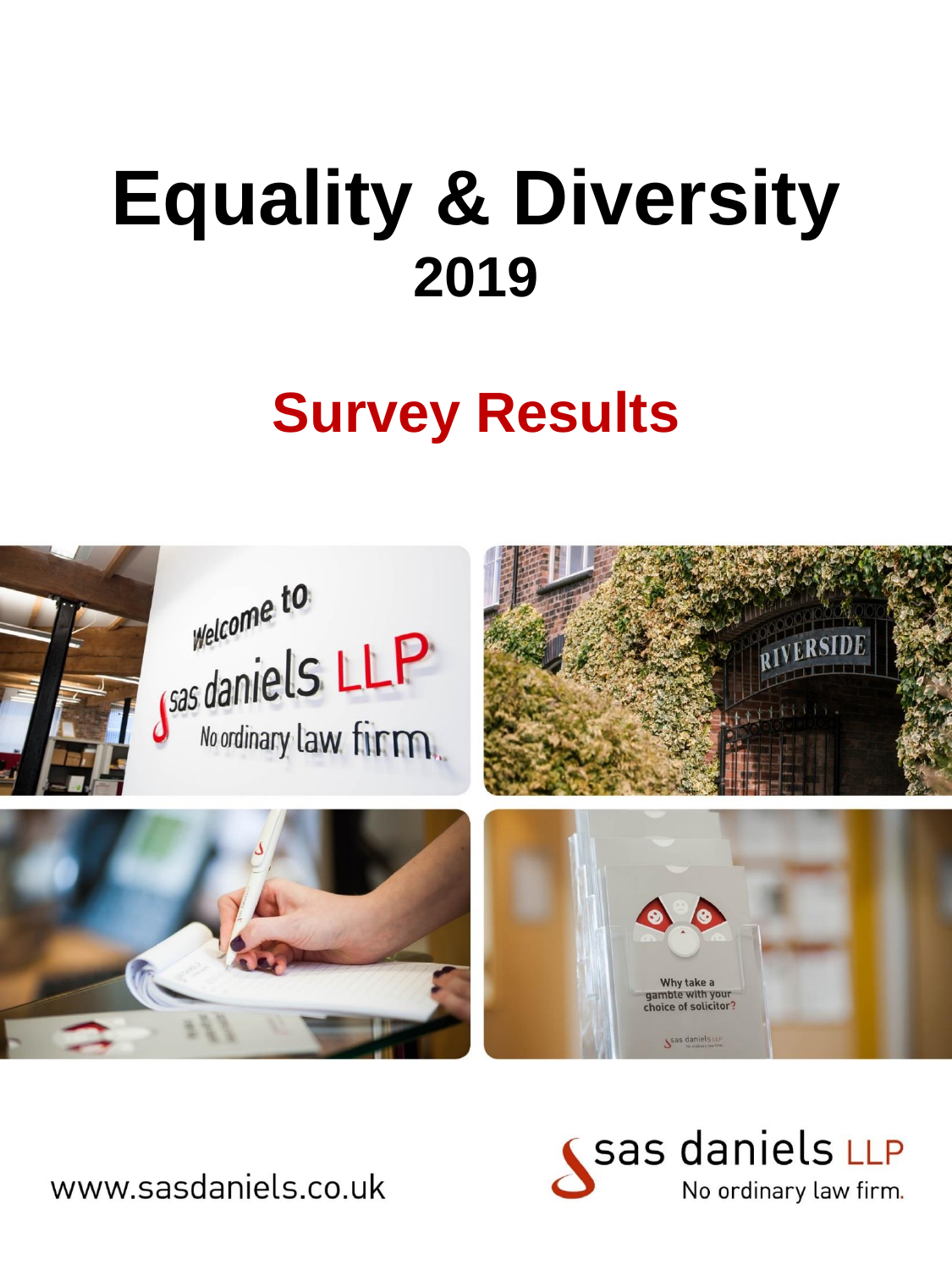# Equality & Diversity
## 2019

## Survey Results

www.sasdaniels.co.uk

sas daniels LLP
No ordinary law firm.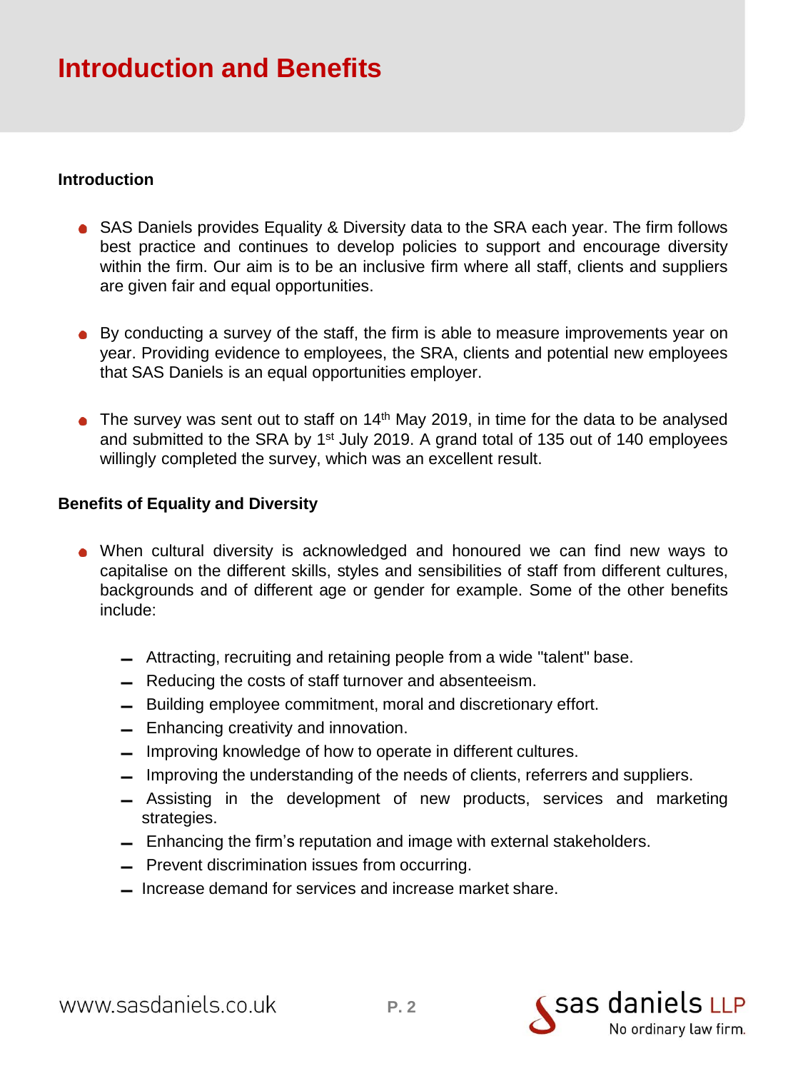# Introduction and Benefits

### Introduction

- SAS Daniels provides Equality & Diversity data to the SRA each year. The firm follows best practice and continues to develop policies to support and encourage diversity within the firm. Our aim is to be an inclusive firm where all staff, clients and suppliers are given fair and equal opportunities.

- By conducting a survey of the staff, the firm is able to measure improvements year on year. Providing evidence to employees, the SRA, clients and potential new employees that SAS Daniels is an equal opportunities employer.

- The survey was sent out to staff on 14th May 2019, in time for the data to be analysed and submitted to the SRA by 1st July 2019. A grand total of 135 out of 140 employees willingly completed the survey, which was an excellent result.

### Benefits of Equality and Diversity

- When cultural diversity is acknowledged and honoured we can find new ways to capitalise on the different skills, styles and sensibilities of staff from different cultures, backgrounds and of different age or gender for example. Some of the other benefits include:

  - Attracting, recruiting and retaining people from a wide "talent" base.
  - Reducing the costs of staff turnover and absenteeism.
  - Building employee commitment, moral and discretionary effort.
  - Enhancing creativity and innovation.
  - Improving knowledge of how to operate in different cultures.
  - Improving the understanding of the needs of clients, referrers and suppliers.
  - Assisting in the development of new products, services and marketing strategies.
  - Enhancing the firm's reputation and image with external stakeholders.
  - Prevent discrimination issues from occurring.
  - Increase demand for services and increase market share.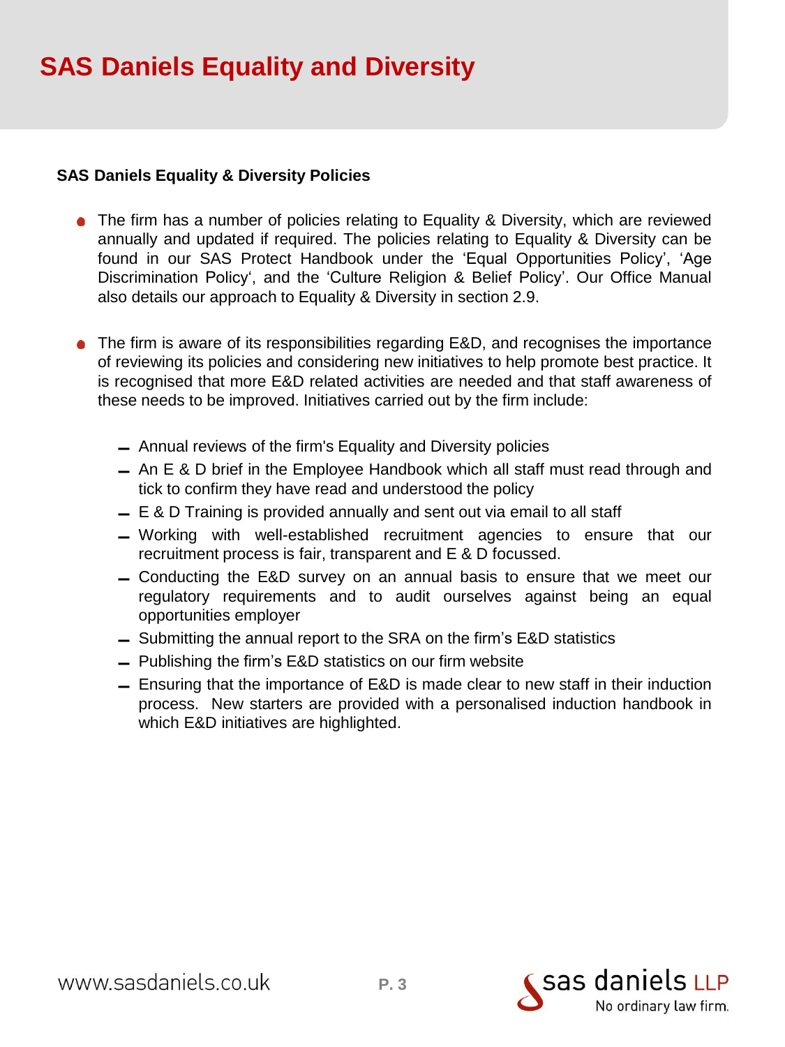# SAS Daniels Equality and Diversity

**SAS Daniels Equality & Diversity Policies**

- The firm has a number of policies relating to Equality & Diversity, which are reviewed annually and updated if required. The policies relating to Equality & Diversity can be found in our SAS Protect Handbook under the 'Equal Opportunities Policy', 'Age Discrimination Policy', and the 'Culture Religion & Belief Policy'. Our Office Manual also details our approach to Equality & Diversity in section 2.9.

- The firm is aware of its responsibilities regarding E&D, and recognises the importance of reviewing its policies and considering new initiatives to help promote best practice. It is recognised that more E&D related activities are needed and that staff awareness of these needs to be improved. Initiatives carried out by the firm include:

  - Annual reviews of the firm's Equality and Diversity policies
  - An E & D brief in the Employee Handbook which all staff must read through and tick to confirm they have read and understood the policy
  - E & D Training is provided annually and sent out via email to all staff
  - Working with well-established recruitment agencies to ensure that our recruitment process is fair, transparent and E & D focussed.
  - Conducting the E&D survey on an annual basis to ensure that we meet our regulatory requirements and to audit ourselves against being an equal opportunities employer
  - Submitting the annual report to the SRA on the firm's E&D statistics
  - Publishing the firm's E&D statistics on our firm website
  - Ensuring that the importance of E&D is made clear to new staff in their induction process. New starters are provided with a personalised induction handbook in which E&D initiatives are highlighted.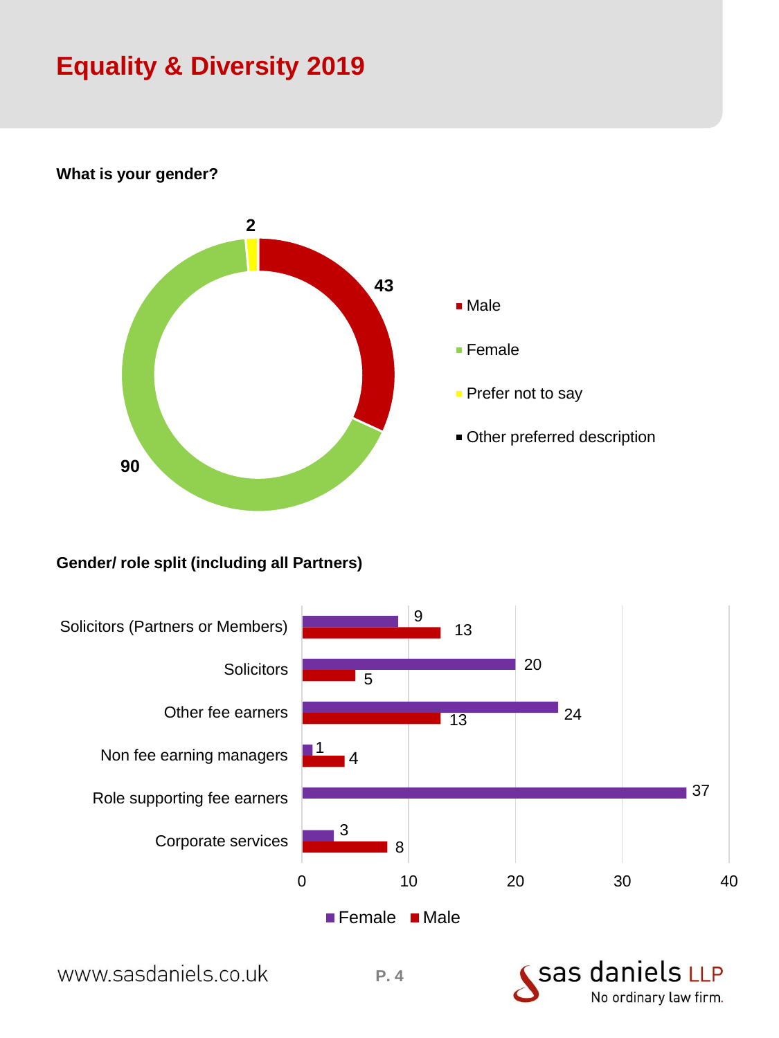# Equality & Diversity 2019

**What is your gender?**

| Gender | Count |
|---|---|
| Male | 43 |
| Female | 90 |
| Prefer not to say | 2 |
| Other preferred description | |

**Gender/ role split (including all Partners)**

| Role | Female | Male |
|---|---|---|
| Solicitors (Partners or Members) | 9 | 13 |
| Solicitors | 20 | 5 |
| Other fee earners | 24 | 13 |
| Non fee earning managers | 1 | 4 |
| Role supporting fee earners | 37 | |
| Corporate services | 3 | 8 |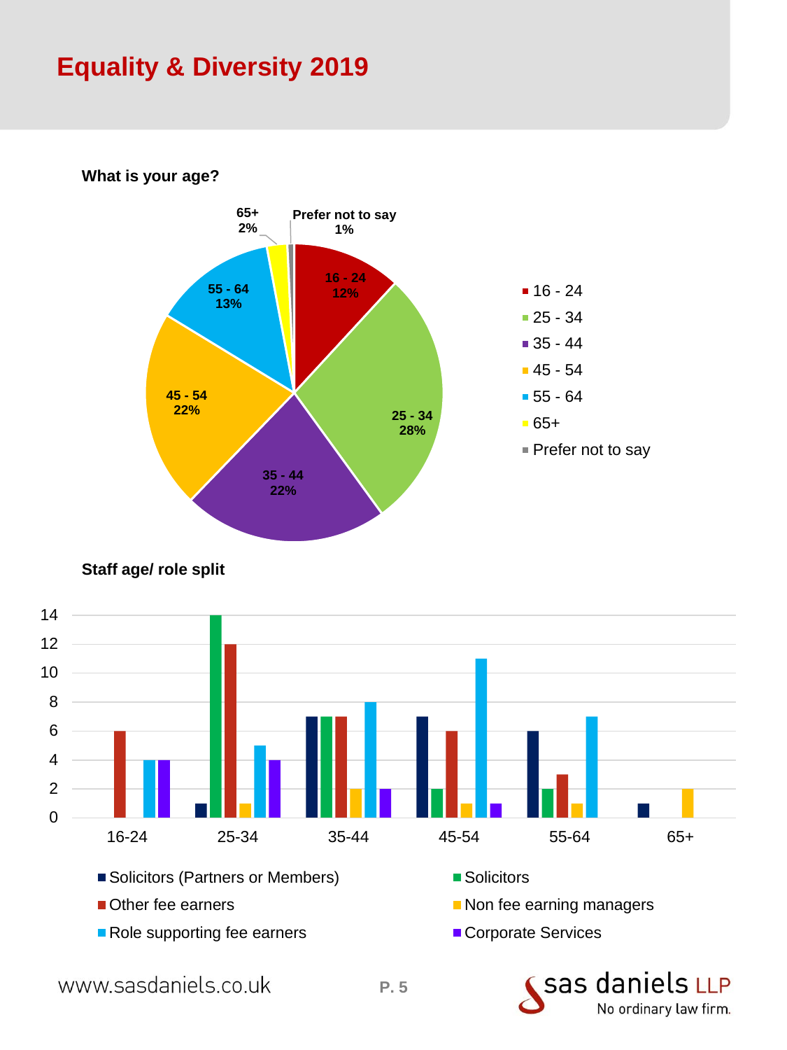# Equality & Diversity 2019

**What is your age?**

| Age | Percentage |
|---|---|
| 16 - 24 | 12% |
| 25 - 34 | 28% |
| 35 - 44 | 22% |
| 45 - 54 | 22% |
| 55 - 64 | 13% |
| 65+ | 2% |
| Prefer not to say | 1% |

**Staff age/ role split**

| | 16-24 | 25-34 | 35-44 | 45-54 | 55-64 | 65+ |
|---|---|---|---|---|---|---|
| Solicitors (Partners or Members) | 0 | 1 | 7 | 7 | 6 | 1 |
| Solicitors | 0 | 14 | 7 | 2 | 2 | 0 |
| Other fee earners | 6 | 12 | 7 | 6 | 3 | 0 |
| Non fee earning managers | 0 | 1 | 2 | 1 | 1 | 2 |
| Role supporting fee earners | 4 | 5 | 8 | 11 | 7 | 0 |
| Corporate Services | 4 | 4 | 2 | 1 | 0 | 0 |

www.sasdaniels.co.uk

sas daniels LLP
No ordinary law firm.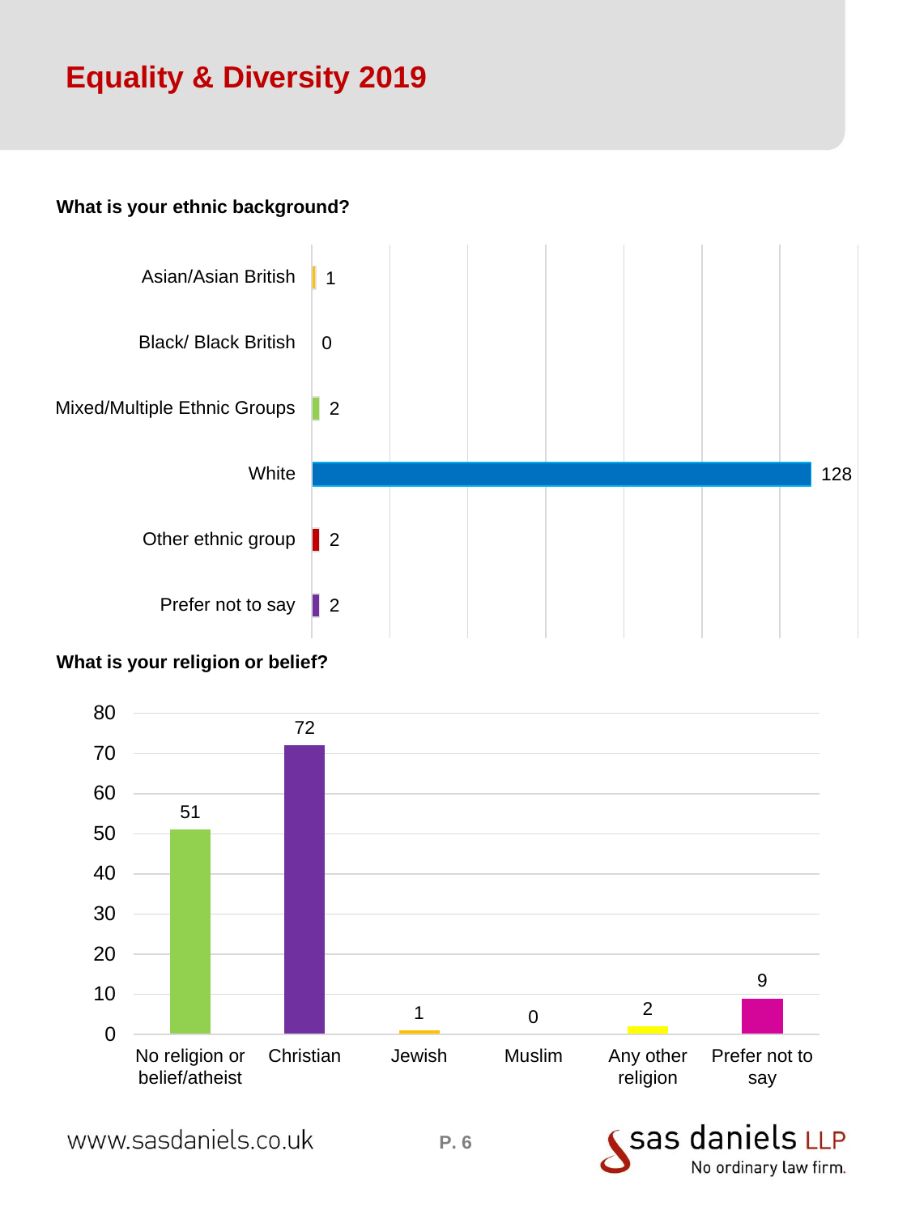# Equality & Diversity 2019

**What is your ethnic background?**

| Ethnic background | Count |
|---|---|
| Asian/Asian British | 1 |
| Black/ Black British | 0 |
| Mixed/Multiple Ethnic Groups | 2 |
| White | 128 |
| Other ethnic group | 2 |
| Prefer not to say | 2 |

**What is your religion or belief?**

| Religion or belief | Count |
|---|---|
| No religion or belief/atheist | 51 |
| Christian | 72 |
| Jewish | 1 |
| Muslim | 0 |
| Any other religion | 2 |
| Prefer not to say | 9 |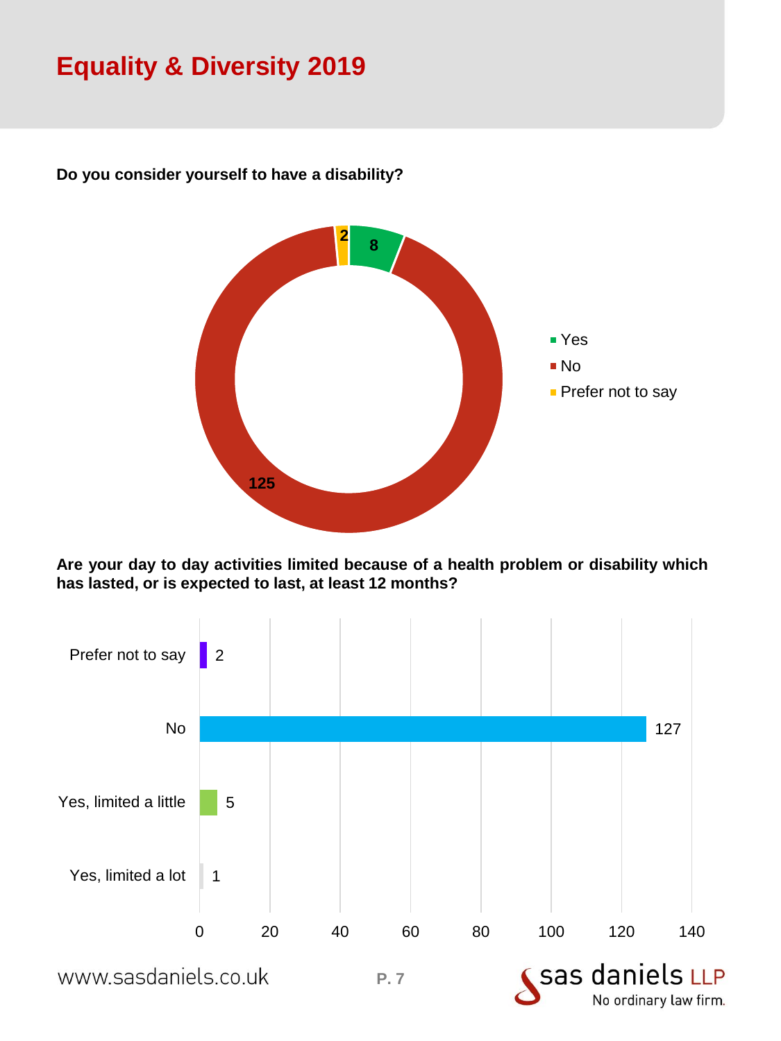# Equality & Diversity 2019

**Do you consider yourself to have a disability?**

| Response | Count |
|---|---|
| Yes | 8 |
| No | 125 |
| Prefer not to say | 2 |

**Are your day to day activities limited because of a health problem or disability which has lasted, or is expected to last, at least 12 months?**

| Response | Count |
|---|---|
| Prefer not to say | 2 |
| No | 127 |
| Yes, limited a little | 5 |
| Yes, limited a lot | 1 |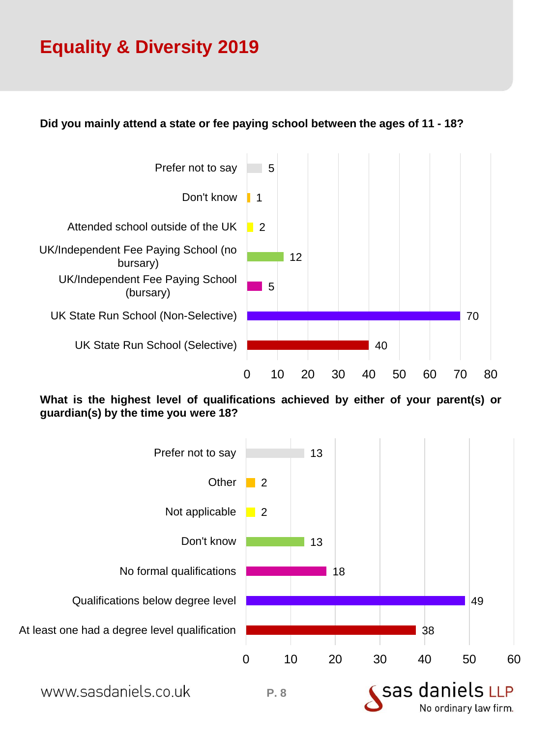# Equality & Diversity 2019

**Did you mainly attend a state or fee paying school between the ages of 11 - 18?**

| Response | Count |
|---|---|
| Prefer not to say | 5 |
| Don't know | 1 |
| Attended school outside of the UK | 2 |
| UK/Independent Fee Paying School (no bursary) | 12 |
| UK/Independent Fee Paying School (bursary) | 5 |
| UK State Run School (Non-Selective) | 70 |
| UK State Run School (Selective) | 40 |

**What is the highest level of qualifications achieved by either of your parent(s) or guardian(s) by the time you were 18?**

| Response | Count |
|---|---|
| Prefer not to say | 13 |
| Other | 2 |
| Not applicable | 2 |
| Don't know | 13 |
| No formal qualifications | 18 |
| Qualifications below degree level | 49 |
| At least one had a degree level qualification | 38 |

www.sasdaniels.co.uk

sas daniels LLP
No ordinary law firm.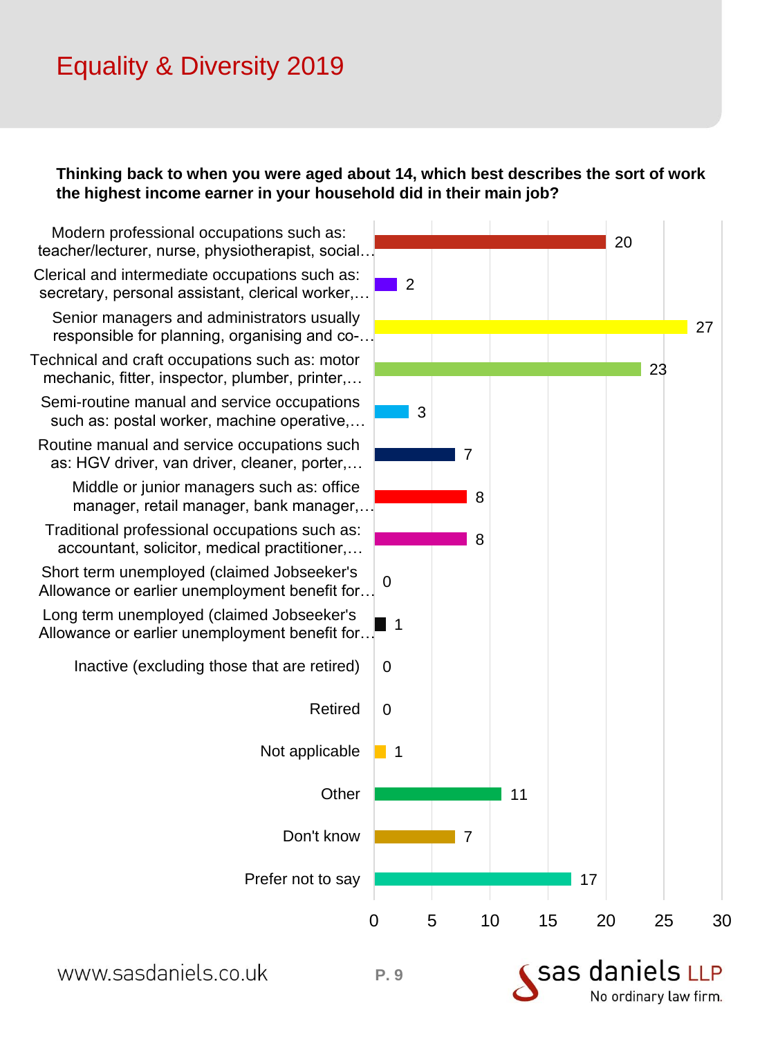# Equality & Diversity 2019

**Thinking back to when you were aged about 14, which best describes the sort of work the highest income earner in your household did in their main job?**

| Response | Count |
| --- | --- |
| Modern professional occupations such as: teacher/lecturer, nurse, physiotherapist, social… | 20 |
| Clerical and intermediate occupations such as: secretary, personal assistant, clerical worker,… | 2 |
| Senior managers and administrators usually responsible for planning, organising and co-… | 27 |
| Technical and craft occupations such as: motor mechanic, fitter, inspector, plumber, printer,… | 23 |
| Semi-routine manual and service occupations such as: postal worker, machine operative,… | 3 |
| Routine manual and service occupations such as: HGV driver, van driver, cleaner, porter,… | 7 |
| Middle or junior managers such as: office manager, retail manager, bank manager,… | 8 |
| Traditional professional occupations such as: accountant, solicitor, medical practitioner,… | 8 |
| Short term unemployed (claimed Jobseeker's Allowance or earlier unemployment benefit for… | 0 |
| Long term unemployed (claimed Jobseeker's Allowance or earlier unemployment benefit for… | 1 |
| Inactive (excluding those that are retired) | 0 |
| Retired | 0 |
| Not applicable | 1 |
| Other | 11 |
| Don't know | 7 |
| Prefer not to say | 17 |

www.sasdaniels.co.uk

sas daniels LLP
No ordinary law firm.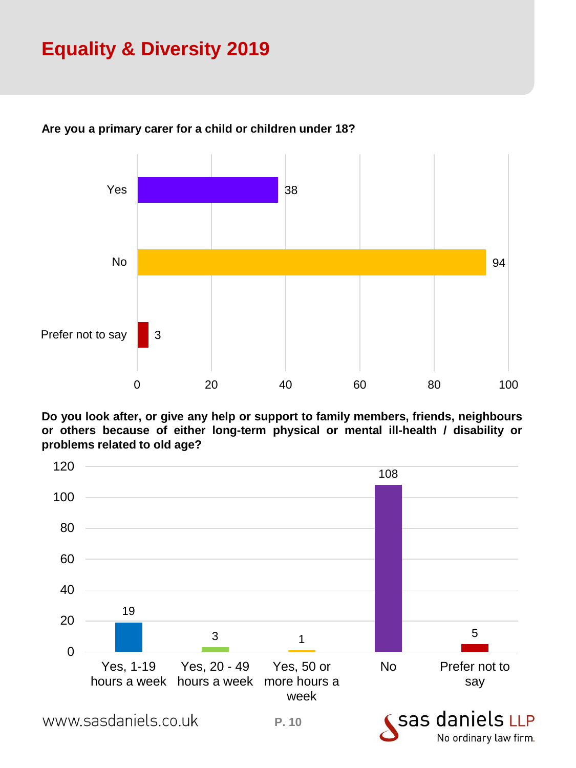# Equality & Diversity 2019

**Are you a primary carer for a child or children under 18?**

| Response | Count |
| --- | --- |
| Yes | 38 |
| No | 94 |
| Prefer not to say | 3 |

**Do you look after, or give any help or support to family members, friends, neighbours or others because of either long-term physical or mental ill-health / disability or problems related to old age?**

| Response | Count |
| --- | --- |
| Yes, 1-19 hours a week | 19 |
| Yes, 20 - 49 hours a week | 3 |
| Yes, 50 or more hours a week | 1 |
| No | 108 |
| Prefer not to say | 5 |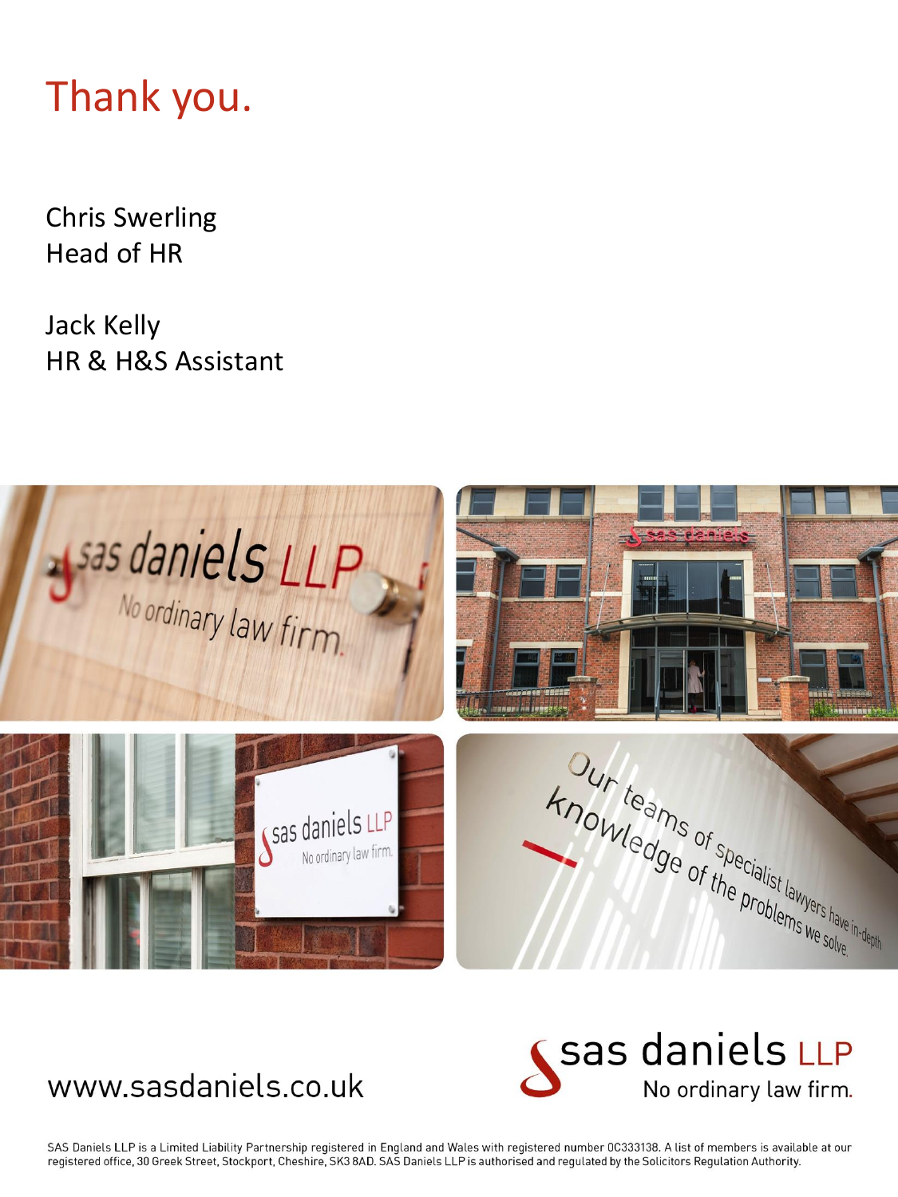# Thank you.

Chris Swerling
Head of HR

Jack Kelly
HR & H&S Assistant

www.sasdaniels.co.uk

sas daniels LLP
No ordinary law firm.

SAS Daniels LLP is a Limited Liability Partnership registered in England and Wales with registered number OC333138. A list of members is available at our registered office, 30 Greek Street, Stockport, Cheshire, SK3 8AD. SAS Daniels LLP is authorised and regulated by the Solicitors Regulation Authority.